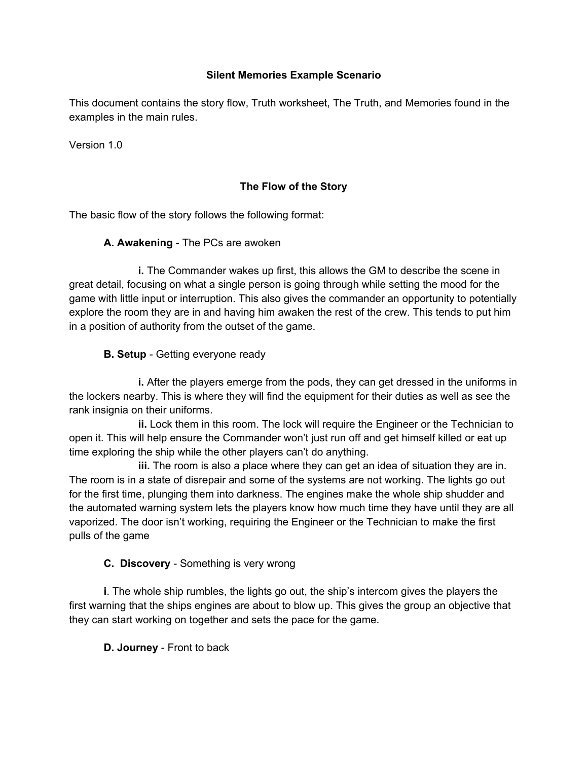# Silent Memories Example Scenario

This document contains the story flow, Truth worksheet, The Truth, and Memories found in the examples in the main rules.

Version 1.0

## The Flow of the Story

The basic flow of the story follows the following format:

**A. Awakening** - The PCs are awoken

**i.** The Commander wakes up first, this allows the GM to describe the scene in great detail, focusing on what a single person is going through while setting the mood for the game with little input or interruption. This also gives the commander an opportunity to potentially explore the room they are in and having him awaken the rest of the crew. This tends to put him in a position of authority from the outset of the game.

**B. Setup** - Getting everyone ready

**i.** After the players emerge from the pods, they can get dressed in the uniforms in the lockers nearby. This is where they will find the equipment for their duties as well as see the rank insignia on their uniforms.

**ii.** Lock them in this room. The lock will require the Engineer or the Technician to open it. This will help ensure the Commander won't just run off and get himself killed or eat up time exploring the ship while the other players can't do anything.

**iii.** The room is also a place where they can get an idea of situation they are in. The room is in a state of disrepair and some of the systems are not working. The lights go out for the first time, plunging them into darkness. The engines make the whole ship shudder and the automated warning system lets the players know how much time they have until they are all vaporized. The door isn't working, requiring the Engineer or the Technician to make the first pulls of the game

**C. Discovery** - Something is very wrong

**i**. The whole ship rumbles, the lights go out, the ship's intercom gives the players the first warning that the ships engines are about to blow up. This gives the group an objective that they can start working on together and sets the pace for the game.

**D. Journey** - Front to back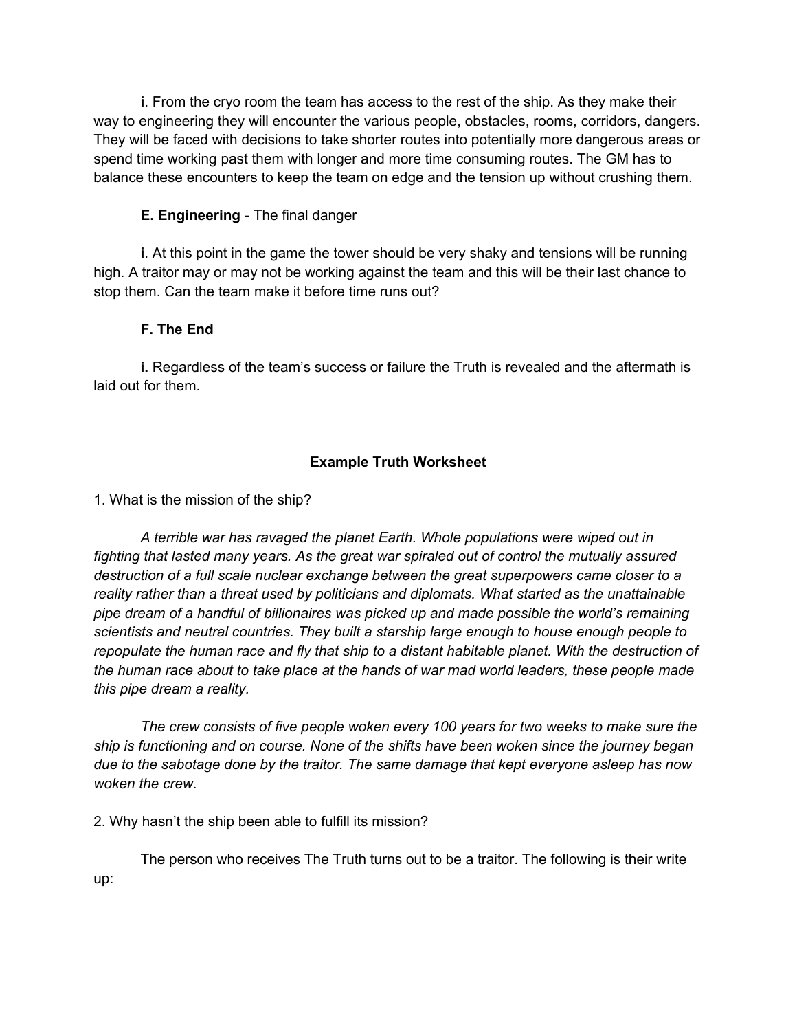**i**. From the cryo room the team has access to the rest of the ship. As they make their way to engineering they will encounter the various people, obstacles, rooms, corridors, dangers. They will be faced with decisions to take shorter routes into potentially more dangerous areas or spend time working past them with longer and more time consuming routes. The GM has to balance these encounters to keep the team on edge and the tension up without crushing them.

**E. Engineering** - The final danger

**i**. At this point in the game the tower should be very shaky and tensions will be running high. A traitor may or may not be working against the team and this will be their last chance to stop them. Can the team make it before time runs out?

**F. The End**

**i.** Regardless of the team's success or failure the Truth is revealed and the aftermath is laid out for them.

### Example Truth Worksheet

1. What is the mission of the ship?

*A terrible war has ravaged the planet Earth. Whole populations were wiped out in fighting that lasted many years. As the great war spiraled out of control the mutually assured destruction of a full scale nuclear exchange between the great superpowers came closer to a reality rather than a threat used by politicians and diplomats. What started as the unattainable pipe dream of a handful of billionaires was picked up and made possible the world's remaining scientists and neutral countries. They built a starship large enough to house enough people to repopulate the human race and fly that ship to a distant habitable planet. With the destruction of the human race about to take place at the hands of war mad world leaders, these people made this pipe dream a reality.*

*The crew consists of five people woken every 100 years for two weeks to make sure the ship is functioning and on course. None of the shifts have been woken since the journey began due to the sabotage done by the traitor. The same damage that kept everyone asleep has now woken the crew.*

2. Why hasn't the ship been able to fulfill its mission?

The person who receives The Truth turns out to be a traitor. The following is their write up: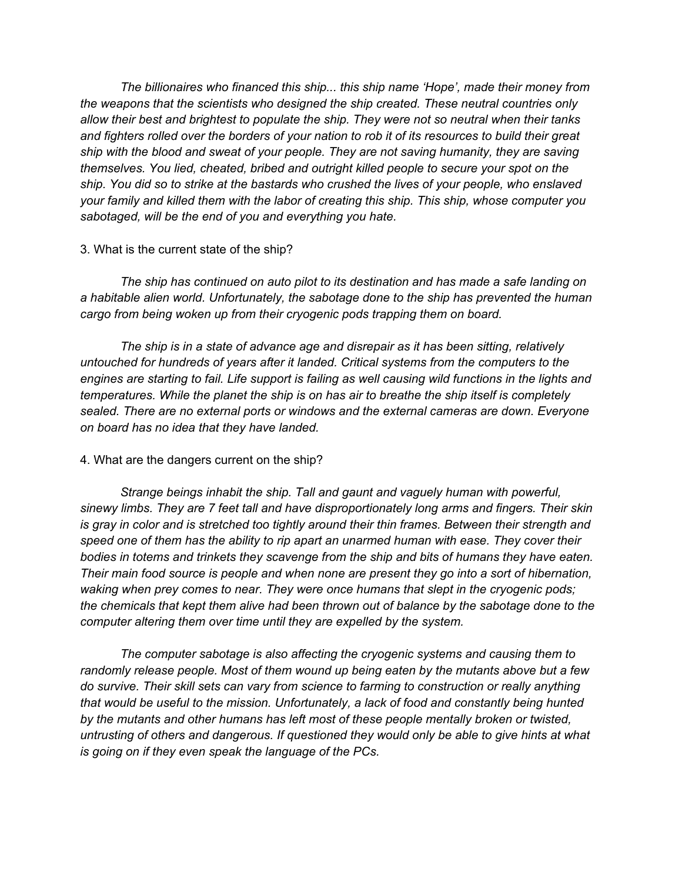*The billionaires who financed this ship... this ship name 'Hope', made their money from the weapons that the scientists who designed the ship created. These neutral countries only allow their best and brightest to populate the ship. They were not so neutral when their tanks and fighters rolled over the borders of your nation to rob it of its resources to build their great ship with the blood and sweat of your people. They are not saving humanity, they are saving themselves. You lied, cheated, bribed and outright killed people to secure your spot on the ship. You did so to strike at the bastards who crushed the lives of your people, who enslaved your family and killed them with the labor of creating this ship. This ship, whose computer you sabotaged, will be the end of you and everything you hate.*

3. What is the current state of the ship?

*The ship has continued on auto pilot to its destination and has made a safe landing on a habitable alien world. Unfortunately, the sabotage done to the ship has prevented the human cargo from being woken up from their cryogenic pods trapping them on board.*

*The ship is in a state of advance age and disrepair as it has been sitting, relatively untouched for hundreds of years after it landed. Critical systems from the computers to the engines are starting to fail. Life support is failing as well causing wild functions in the lights and temperatures. While the planet the ship is on has air to breathe the ship itself is completely sealed. There are no external ports or windows and the external cameras are down. Everyone on board has no idea that they have landed.*

4. What are the dangers current on the ship?

*Strange beings inhabit the ship. Tall and gaunt and vaguely human with powerful, sinewy limbs. They are 7 feet tall and have disproportionately long arms and fingers. Their skin is gray in color and is stretched too tightly around their thin frames. Between their strength and speed one of them has the ability to rip apart an unarmed human with ease. They cover their bodies in totems and trinkets they scavenge from the ship and bits of humans they have eaten. Their main food source is people and when none are present they go into a sort of hibernation, waking when prey comes to near. They were once humans that slept in the cryogenic pods; the chemicals that kept them alive had been thrown out of balance by the sabotage done to the computer altering them over time until they are expelled by the system.*

*The computer sabotage is also affecting the cryogenic systems and causing them to randomly release people. Most of them wound up being eaten by the mutants above but a few do survive. Their skill sets can vary from science to farming to construction or really anything that would be useful to the mission. Unfortunately, a lack of food and constantly being hunted by the mutants and other humans has left most of these people mentally broken or twisted, untrusting of others and dangerous. If questioned they would only be able to give hints at what is going on if they even speak the language of the PCs.*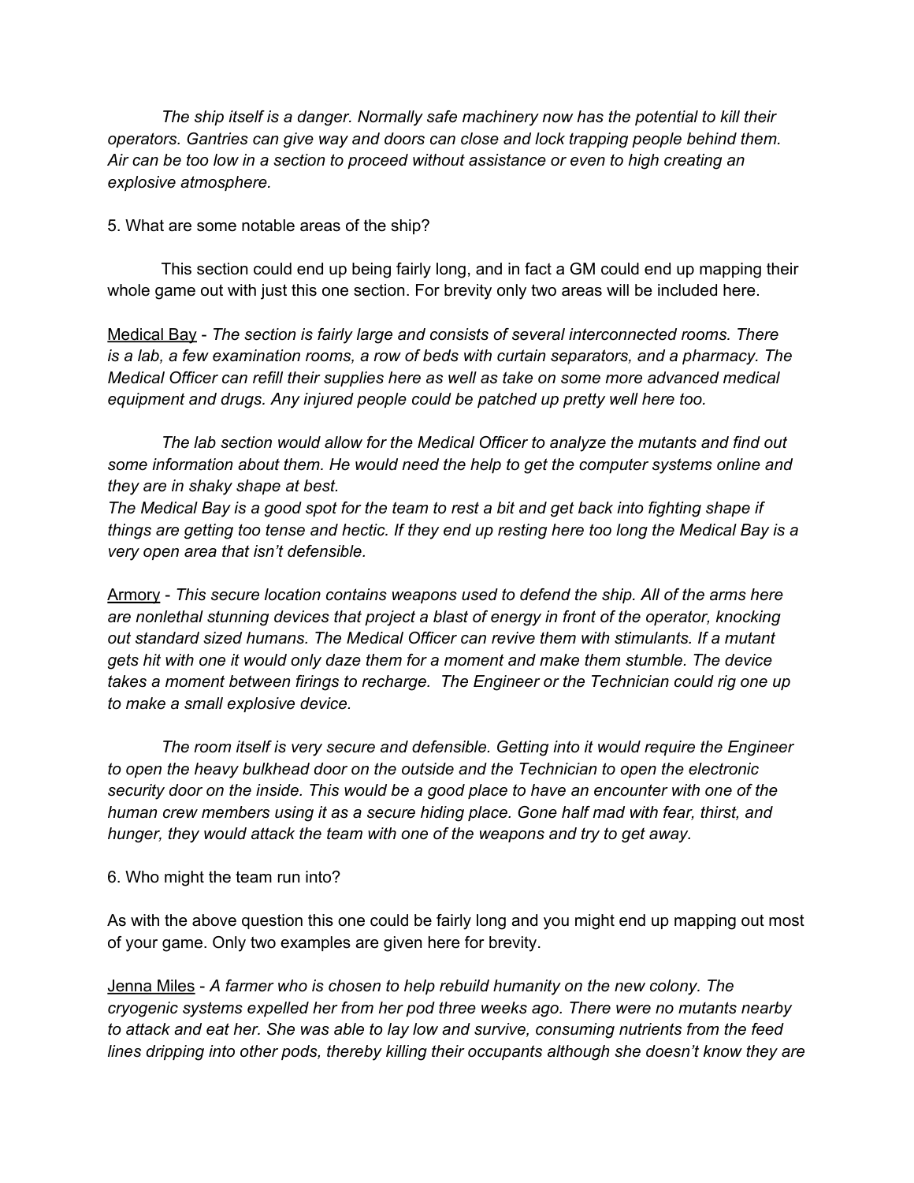*The ship itself is a danger. Normally safe machinery now has the potential to kill their operators. Gantries can give way and doors can close and lock trapping people behind them. Air can be too low in a section to proceed without assistance or even to high creating an explosive atmosphere.*

5. What are some notable areas of the ship?

This section could end up being fairly long, and in fact a GM could end up mapping their whole game out with just this one section. For brevity only two areas will be included here.

<u>Medical Bay</u> - *The section is fairly large and consists of several interconnected rooms. There is a lab, a few examination rooms, a row of beds with curtain separators, and a pharmacy. The Medical Officer can refill their supplies here as well as take on some more advanced medical equipment and drugs. Any injured people could be patched up pretty well here too.*

*The lab section would allow for the Medical Officer to analyze the mutants and find out some information about them. He would need the help to get the computer systems online and they are in shaky shape at best.*
*The Medical Bay is a good spot for the team to rest a bit and get back into fighting shape if things are getting too tense and hectic. If they end up resting here too long the Medical Bay is a very open area that isn't defensible.*

<u>Armory</u> - *This secure location contains weapons used to defend the ship. All of the arms here are nonlethal stunning devices that project a blast of energy in front of the operator, knocking out standard sized humans. The Medical Officer can revive them with stimulants. If a mutant gets hit with one it would only daze them for a moment and make them stumble. The device takes a moment between firings to recharge. The Engineer or the Technician could rig one up to make a small explosive device.*

*The room itself is very secure and defensible. Getting into it would require the Engineer to open the heavy bulkhead door on the outside and the Technician to open the electronic security door on the inside. This would be a good place to have an encounter with one of the human crew members using it as a secure hiding place. Gone half mad with fear, thirst, and hunger, they would attack the team with one of the weapons and try to get away.*

6. Who might the team run into?

As with the above question this one could be fairly long and you might end up mapping out most of your game. Only two examples are given here for brevity.

<u>Jenna Miles</u> - *A farmer who is chosen to help rebuild humanity on the new colony. The cryogenic systems expelled her from her pod three weeks ago. There were no mutants nearby to attack and eat her. She was able to lay low and survive, consuming nutrients from the feed lines dripping into other pods, thereby killing their occupants although she doesn't know they are*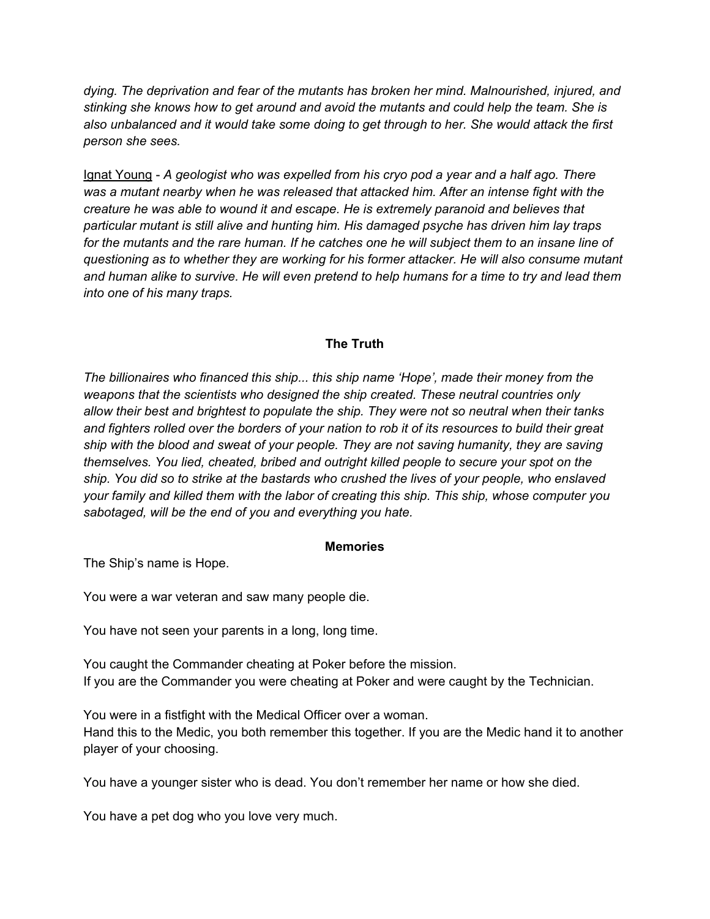*dying. The deprivation and fear of the mutants has broken her mind. Malnourished, injured, and stinking she knows how to get around and avoid the mutants and could help the team. She is also unbalanced and it would take some doing to get through to her. She would attack the first person she sees.*

<u>Ignat Young</u> - *A geologist who was expelled from his cryo pod a year and a half ago. There was a mutant nearby when he was released that attacked him. After an intense fight with the creature he was able to wound it and escape. He is extremely paranoid and believes that particular mutant is still alive and hunting him. His damaged psyche has driven him lay traps for the mutants and the rare human. If he catches one he will subject them to an insane line of questioning as to whether they are working for his former attacker. He will also consume mutant and human alike to survive. He will even pretend to help humans for a time to try and lead them into one of his many traps.*

**The Truth**

*The billionaires who financed this ship... this ship name 'Hope', made their money from the weapons that the scientists who designed the ship created. These neutral countries only allow their best and brightest to populate the ship. They were not so neutral when their tanks and fighters rolled over the borders of your nation to rob it of its resources to build their great ship with the blood and sweat of your people. They are not saving humanity, they are saving themselves. You lied, cheated, bribed and outright killed people to secure your spot on the ship. You did so to strike at the bastards who crushed the lives of your people, who enslaved your family and killed them with the labor of creating this ship. This ship, whose computer you sabotaged, will be the end of you and everything you hate.*

**Memories**

The Ship's name is Hope.

You were a war veteran and saw many people die.

You have not seen your parents in a long, long time.

You caught the Commander cheating at Poker before the mission.
If you are the Commander you were cheating at Poker and were caught by the Technician.

You were in a fistfight with the Medical Officer over a woman.
Hand this to the Medic, you both remember this together. If you are the Medic hand it to another player of your choosing.

You have a younger sister who is dead. You don't remember her name or how she died.

You have a pet dog who you love very much.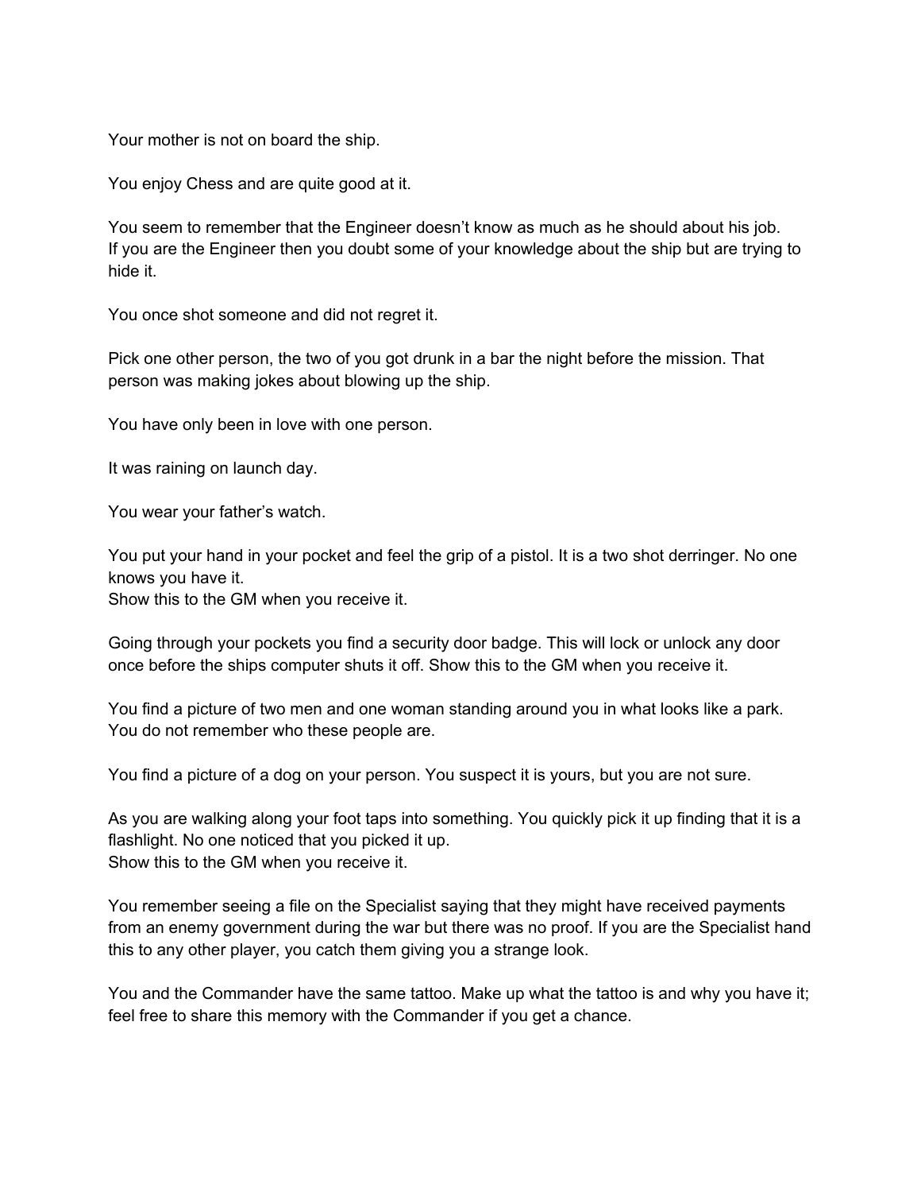Your mother is not on board the ship.

You enjoy Chess and are quite good at it.

You seem to remember that the Engineer doesn't know as much as he should about his job.
If you are the Engineer then you doubt some of your knowledge about the ship but are trying to hide it.

You once shot someone and did not regret it.

Pick one other person, the two of you got drunk in a bar the night before the mission. That person was making jokes about blowing up the ship.

You have only been in love with one person.

It was raining on launch day.

You wear your father's watch.

You put your hand in your pocket and feel the grip of a pistol. It is a two shot derringer. No one knows you have it.
Show this to the GM when you receive it.

Going through your pockets you find a security door badge. This will lock or unlock any door once before the ships computer shuts it off. Show this to the GM when you receive it.

You find a picture of two men and one woman standing around you in what looks like a park. You do not remember who these people are.

You find a picture of a dog on your person. You suspect it is yours, but you are not sure.

As you are walking along your foot taps into something. You quickly pick it up finding that it is a flashlight. No one noticed that you picked it up.
Show this to the GM when you receive it.

You remember seeing a file on the Specialist saying that they might have received payments from an enemy government during the war but there was no proof. If you are the Specialist hand this to any other player, you catch them giving you a strange look.

You and the Commander have the same tattoo. Make up what the tattoo is and why you have it; feel free to share this memory with the Commander if you get a chance.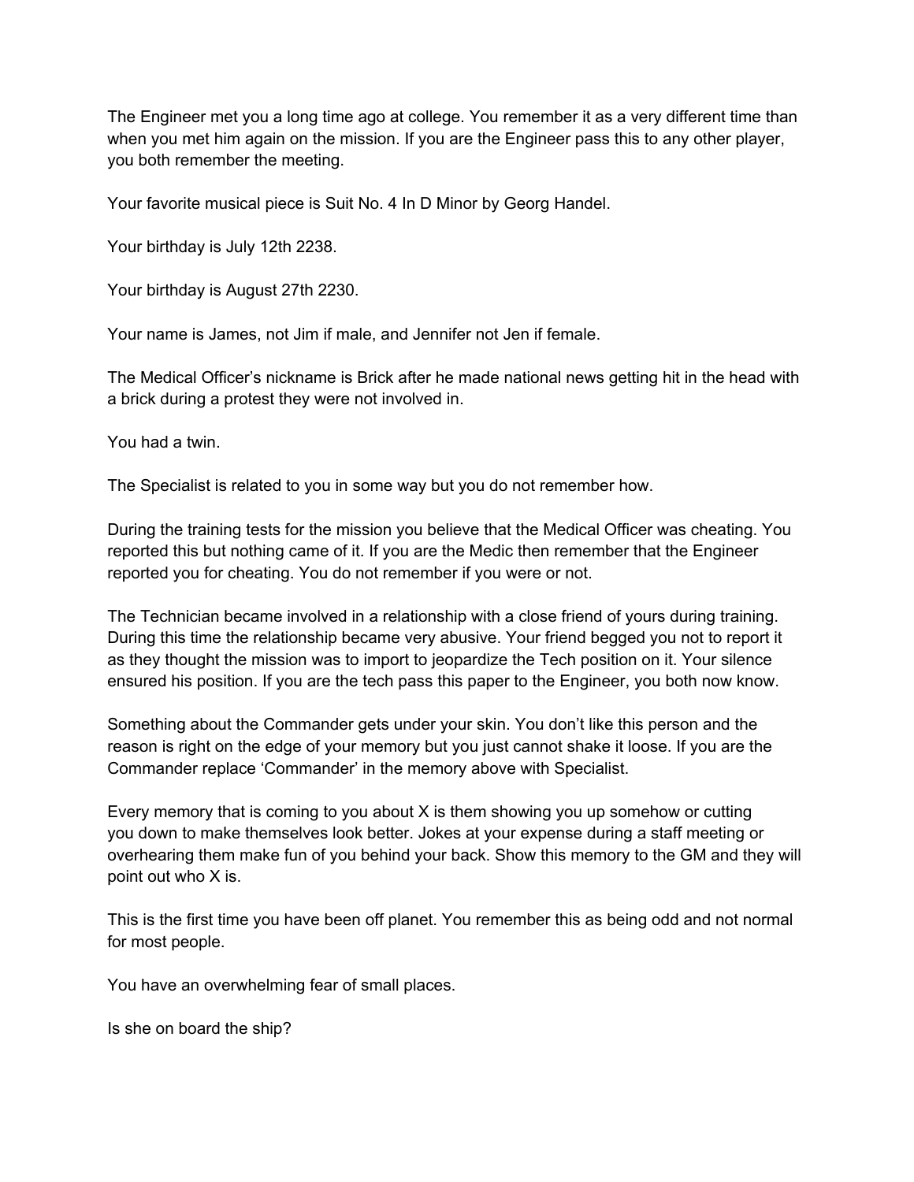The Engineer met you a long time ago at college. You remember it as a very different time than when you met him again on the mission. If you are the Engineer pass this to any other player, you both remember the meeting.

Your favorite musical piece is Suit No. 4 In D Minor by Georg Handel.

Your birthday is July 12th 2238.

Your birthday is August 27th 2230.

Your name is James, not Jim if male, and Jennifer not Jen if female.

The Medical Officer's nickname is Brick after he made national news getting hit in the head with a brick during a protest they were not involved in.

You had a twin.

The Specialist is related to you in some way but you do not remember how.

During the training tests for the mission you believe that the Medical Officer was cheating. You reported this but nothing came of it. If you are the Medic then remember that the Engineer reported you for cheating. You do not remember if you were or not.

The Technician became involved in a relationship with a close friend of yours during training. During this time the relationship became very abusive. Your friend begged you not to report it as they thought the mission was to import to jeopardize the Tech position on it. Your silence ensured his position. If you are the tech pass this paper to the Engineer, you both now know.

Something about the Commander gets under your skin. You don't like this person and the reason is right on the edge of your memory but you just cannot shake it loose. If you are the Commander replace 'Commander' in the memory above with Specialist.

Every memory that is coming to you about X is them showing you up somehow or cutting you down to make themselves look better. Jokes at your expense during a staff meeting or overhearing them make fun of you behind your back. Show this memory to the GM and they will point out who X is.

This is the first time you have been off planet. You remember this as being odd and not normal for most people.

You have an overwhelming fear of small places.

Is she on board the ship?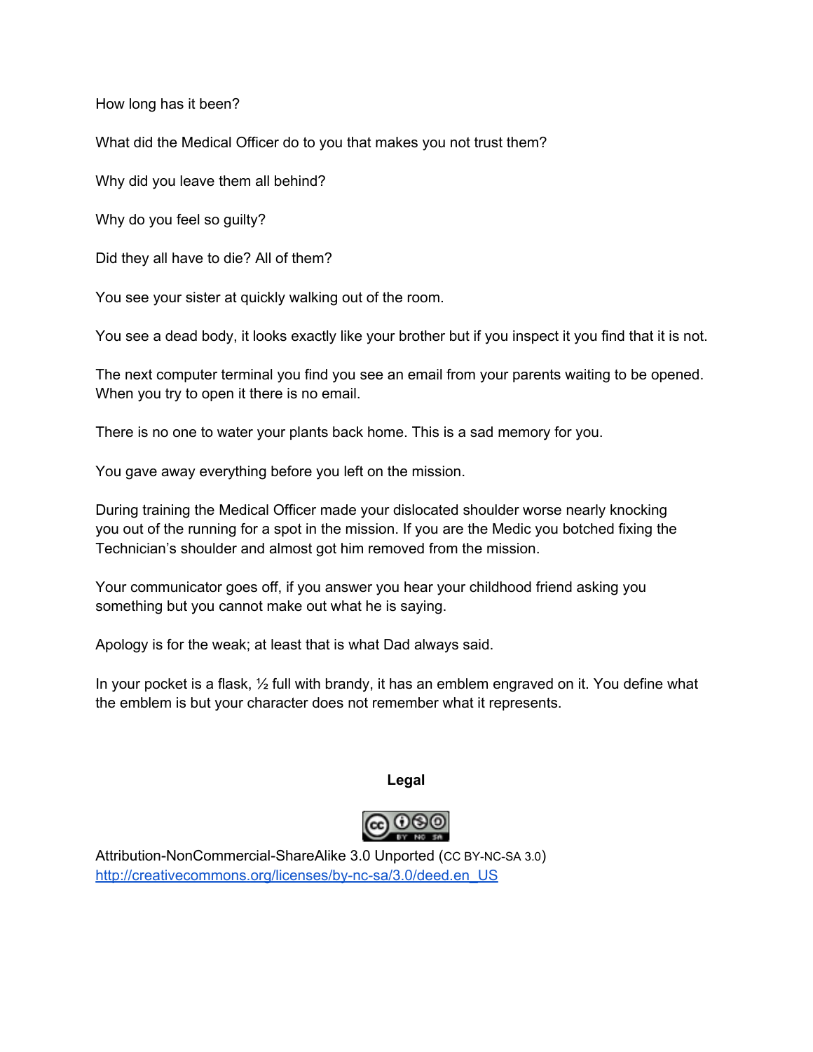How long has it been?

What did the Medical Officer do to you that makes you not trust them?

Why did you leave them all behind?

Why do you feel so guilty?

Did they all have to die? All of them?

You see your sister at quickly walking out of the room.

You see a dead body, it looks exactly like your brother but if you inspect it you find that it is not.

The next computer terminal you find you see an email from your parents waiting to be opened. When you try to open it there is no email.

There is no one to water your plants back home. This is a sad memory for you.

You gave away everything before you left on the mission.

During training the Medical Officer made your dislocated shoulder worse nearly knocking you out of the running for a spot in the mission. If you are the Medic you botched fixing the Technician's shoulder and almost got him removed from the mission.

Your communicator goes off, if you answer you hear your childhood friend asking you something but you cannot make out what he is saying.

Apology is for the weak; at least that is what Dad always said.

In your pocket is a flask, ½ full with brandy, it has an emblem engraved on it. You define what the emblem is but your character does not remember what it represents.

**Legal**

Attribution-NonCommercial-ShareAlike 3.0 Unported (CC BY-NC-SA 3.0)
http://creativecommons.org/licenses/by-nc-sa/3.0/deed.en_US